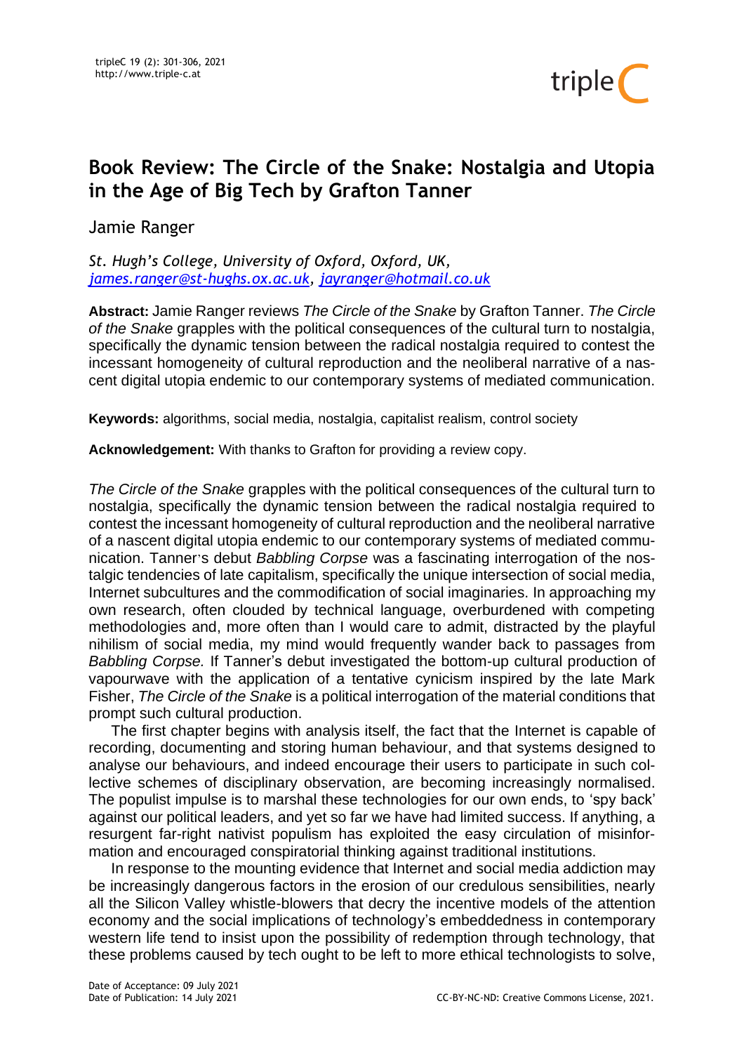# Book Review: The Circle of the Snake: Nostalgia and Utopia in the Age of Big Tech by Grafton Tanner

Jamie Ranger

*St. Hugh's College, University of Oxford, Oxford, UK, james.ranger@st-hughs.ox.ac.uk, jayranger@hotmail.co.uk*

**Abstract:** Jamie Ranger reviews *The Circle of the Snake* by Grafton Tanner. *The Circle of the Snake* grapples with the political consequences of the cultural turn to nostalgia, specifically the dynamic tension between the radical nostalgia required to contest the incessant homogeneity of cultural reproduction and the neoliberal narrative of a nascent digital utopia endemic to our contemporary systems of mediated communication.

**Keywords:** algorithms, social media, nostalgia, capitalist realism, control society

**Acknowledgement:** With thanks to Grafton for providing a review copy.

*The Circle of the Snake* grapples with the political consequences of the cultural turn to nostalgia, specifically the dynamic tension between the radical nostalgia required to contest the incessant homogeneity of cultural reproduction and the neoliberal narrative of a nascent digital utopia endemic to our contemporary systems of mediated communication. Tanner's debut *Babbling Corpse* was a fascinating interrogation of the nostalgic tendencies of late capitalism, specifically the unique intersection of social media, Internet subcultures and the commodification of social imaginaries. In approaching my own research, often clouded by technical language, overburdened with competing methodologies and, more often than I would care to admit, distracted by the playful nihilism of social media, my mind would frequently wander back to passages from *Babbling Corpse.* If Tanner's debut investigated the bottom-up cultural production of vapourwave with the application of a tentative cynicism inspired by the late Mark Fisher, *The Circle of the Snake* is a political interrogation of the material conditions that prompt such cultural production.

The first chapter begins with analysis itself, the fact that the Internet is capable of recording, documenting and storing human behaviour, and that systems designed to analyse our behaviours, and indeed encourage their users to participate in such collective schemes of disciplinary observation, are becoming increasingly normalised. The populist impulse is to marshal these technologies for our own ends, to 'spy back' against our political leaders, and yet so far we have had limited success. If anything, a resurgent far-right nativist populism has exploited the easy circulation of misinformation and encouraged conspiratorial thinking against traditional institutions.

In response to the mounting evidence that Internet and social media addiction may be increasingly dangerous factors in the erosion of our credulous sensibilities, nearly all the Silicon Valley whistle-blowers that decry the incentive models of the attention economy and the social implications of technology's embeddedness in contemporary western life tend to insist upon the possibility of redemption through technology, that these problems caused by tech ought to be left to more ethical technologists to solve,

Date of Acceptance: 09 July 2021
Date of Publication: 14 July 2021

CC-BY-NC-ND: Creative Commons License, 2021.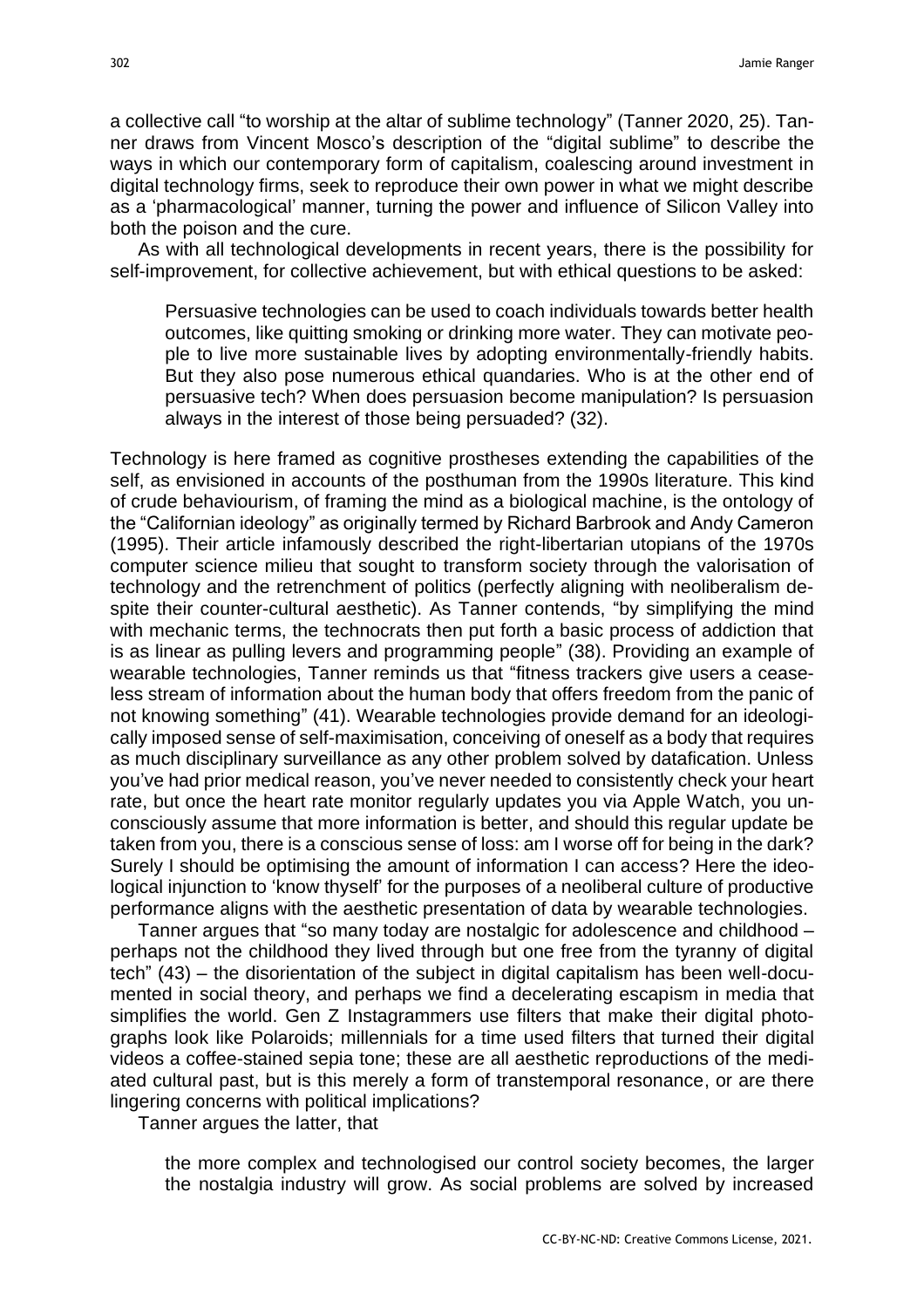a collective call "to worship at the altar of sublime technology" (Tanner 2020, 25). Tanner draws from Vincent Mosco's description of the "digital sublime" to describe the ways in which our contemporary form of capitalism, coalescing around investment in digital technology firms, seek to reproduce their own power in what we might describe as a 'pharmacological' manner, turning the power and influence of Silicon Valley into both the poison and the cure.

As with all technological developments in recent years, there is the possibility for self-improvement, for collective achievement, but with ethical questions to be asked:

> Persuasive technologies can be used to coach individuals towards better health outcomes, like quitting smoking or drinking more water. They can motivate people to live more sustainable lives by adopting environmentally-friendly habits. But they also pose numerous ethical quandaries. Who is at the other end of persuasive tech? When does persuasion become manipulation? Is persuasion always in the interest of those being persuaded? (32).

Technology is here framed as cognitive prostheses extending the capabilities of the self, as envisioned in accounts of the posthuman from the 1990s literature. This kind of crude behaviourism, of framing the mind as a biological machine, is the ontology of the "Californian ideology" as originally termed by Richard Barbrook and Andy Cameron (1995). Their article infamously described the right-libertarian utopians of the 1970s computer science milieu that sought to transform society through the valorisation of technology and the retrenchment of politics (perfectly aligning with neoliberalism despite their counter-cultural aesthetic). As Tanner contends, "by simplifying the mind with mechanic terms, the technocrats then put forth a basic process of addiction that is as linear as pulling levers and programming people" (38). Providing an example of wearable technologies, Tanner reminds us that "fitness trackers give users a ceaseless stream of information about the human body that offers freedom from the panic of not knowing something" (41). Wearable technologies provide demand for an ideologically imposed sense of self-maximisation, conceiving of oneself as a body that requires as much disciplinary surveillance as any other problem solved by datafication. Unless you've had prior medical reason, you've never needed to consistently check your heart rate, but once the heart rate monitor regularly updates you via Apple Watch, you unconsciously assume that more information is better, and should this regular update be taken from you, there is a conscious sense of loss: am I worse off for being in the dark? Surely I should be optimising the amount of information I can access? Here the ideological injunction to 'know thyself' for the purposes of a neoliberal culture of productive performance aligns with the aesthetic presentation of data by wearable technologies.

Tanner argues that "so many today are nostalgic for adolescence and childhood – perhaps not the childhood they lived through but one free from the tyranny of digital tech" (43) – the disorientation of the subject in digital capitalism has been well-documented in social theory, and perhaps we find a decelerating escapism in media that simplifies the world. Gen Z Instagrammers use filters that make their digital photographs look like Polaroids; millennials for a time used filters that turned their digital videos a coffee-stained sepia tone; these are all aesthetic reproductions of the mediated cultural past, but is this merely a form of transtemporal resonance, or are there lingering concerns with political implications?

Tanner argues the latter, that

> the more complex and technologised our control society becomes, the larger the nostalgia industry will grow. As social problems are solved by increased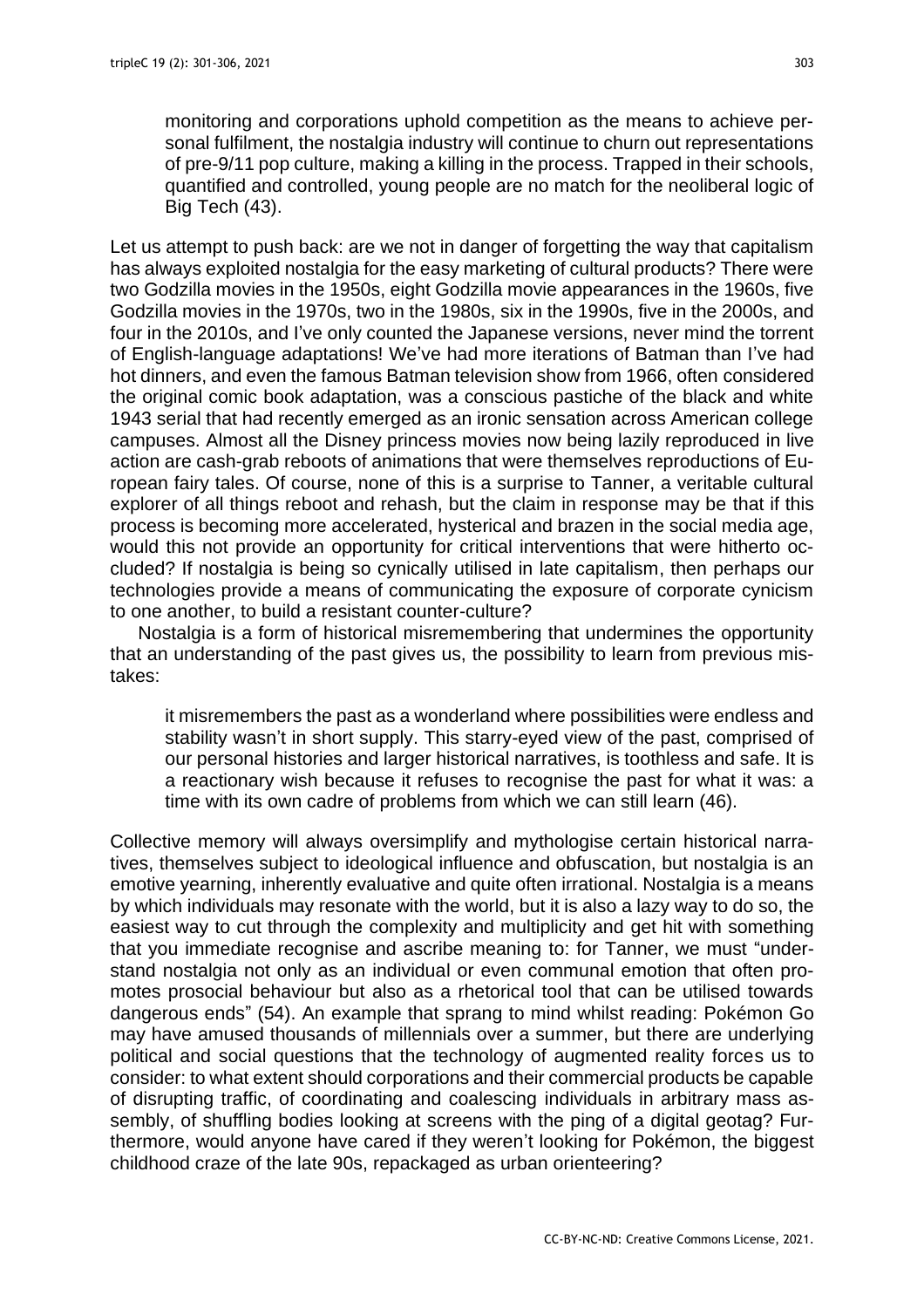> monitoring and corporations uphold competition as the means to achieve personal fulfilment, the nostalgia industry will continue to churn out representations of pre-9/11 pop culture, making a killing in the process. Trapped in their schools, quantified and controlled, young people are no match for the neoliberal logic of Big Tech (43).

Let us attempt to push back: are we not in danger of forgetting the way that capitalism has always exploited nostalgia for the easy marketing of cultural products? There were two Godzilla movies in the 1950s, eight Godzilla movie appearances in the 1960s, five Godzilla movies in the 1970s, two in the 1980s, six in the 1990s, five in the 2000s, and four in the 2010s, and I've only counted the Japanese versions, never mind the torrent of English-language adaptations! We've had more iterations of Batman than I've had hot dinners, and even the famous Batman television show from 1966, often considered the original comic book adaptation, was a conscious pastiche of the black and white 1943 serial that had recently emerged as an ironic sensation across American college campuses. Almost all the Disney princess movies now being lazily reproduced in live action are cash-grab reboots of animations that were themselves reproductions of European fairy tales. Of course, none of this is a surprise to Tanner, a veritable cultural explorer of all things reboot and rehash, but the claim in response may be that if this process is becoming more accelerated, hysterical and brazen in the social media age, would this not provide an opportunity for critical interventions that were hitherto occluded? If nostalgia is being so cynically utilised in late capitalism, then perhaps our technologies provide a means of communicating the exposure of corporate cynicism to one another, to build a resistant counter-culture?

Nostalgia is a form of historical misremembering that undermines the opportunity that an understanding of the past gives us, the possibility to learn from previous mistakes:

> it misremembers the past as a wonderland where possibilities were endless and stability wasn't in short supply. This starry-eyed view of the past, comprised of our personal histories and larger historical narratives, is toothless and safe. It is a reactionary wish because it refuses to recognise the past for what it was: a time with its own cadre of problems from which we can still learn (46).

Collective memory will always oversimplify and mythologise certain historical narratives, themselves subject to ideological influence and obfuscation, but nostalgia is an emotive yearning, inherently evaluative and quite often irrational. Nostalgia is a means by which individuals may resonate with the world, but it is also a lazy way to do so, the easiest way to cut through the complexity and multiplicity and get hit with something that you immediate recognise and ascribe meaning to: for Tanner, we must "understand nostalgia not only as an individual or even communal emotion that often promotes prosocial behaviour but also as a rhetorical tool that can be utilised towards dangerous ends" (54). An example that sprang to mind whilst reading: Pokémon Go may have amused thousands of millennials over a summer, but there are underlying political and social questions that the technology of augmented reality forces us to consider: to what extent should corporations and their commercial products be capable of disrupting traffic, of coordinating and coalescing individuals in arbitrary mass assembly, of shuffling bodies looking at screens with the ping of a digital geotag? Furthermore, would anyone have cared if they weren't looking for Pokémon, the biggest childhood craze of the late 90s, repackaged as urban orienteering?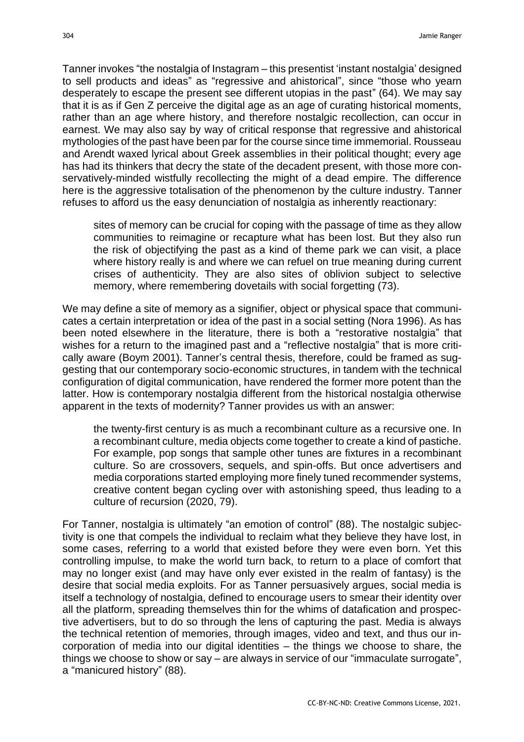Tanner invokes "the nostalgia of Instagram – this presentist 'instant nostalgia' designed to sell products and ideas" as "regressive and ahistorical", since "those who yearn desperately to escape the present see different utopias in the past" (64). We may say that it is as if Gen Z perceive the digital age as an age of curating historical moments, rather than an age where history, and therefore nostalgic recollection, can occur in earnest. We may also say by way of critical response that regressive and ahistorical mythologies of the past have been par for the course since time immemorial. Rousseau and Arendt waxed lyrical about Greek assemblies in their political thought; every age has had its thinkers that decry the state of the decadent present, with those more conservatively-minded wistfully recollecting the might of a dead empire. The difference here is the aggressive totalisation of the phenomenon by the culture industry. Tanner refuses to afford us the easy denunciation of nostalgia as inherently reactionary:

> sites of memory can be crucial for coping with the passage of time as they allow communities to reimagine or recapture what has been lost. But they also run the risk of objectifying the past as a kind of theme park we can visit, a place where history really is and where we can refuel on true meaning during current crises of authenticity. They are also sites of oblivion subject to selective memory, where remembering dovetails with social forgetting (73).

We may define a site of memory as a signifier, object or physical space that communicates a certain interpretation or idea of the past in a social setting (Nora 1996). As has been noted elsewhere in the literature, there is both a "restorative nostalgia" that wishes for a return to the imagined past and a "reflective nostalgia" that is more critically aware (Boym 2001). Tanner's central thesis, therefore, could be framed as suggesting that our contemporary socio-economic structures, in tandem with the technical configuration of digital communication, have rendered the former more potent than the latter. How is contemporary nostalgia different from the historical nostalgia otherwise apparent in the texts of modernity? Tanner provides us with an answer:

> the twenty-first century is as much a recombinant culture as a recursive one. In a recombinant culture, media objects come together to create a kind of pastiche. For example, pop songs that sample other tunes are fixtures in a recombinant culture. So are crossovers, sequels, and spin-offs. But once advertisers and media corporations started employing more finely tuned recommender systems, creative content began cycling over with astonishing speed, thus leading to a culture of recursion (2020, 79).

For Tanner, nostalgia is ultimately "an emotion of control" (88). The nostalgic subjectivity is one that compels the individual to reclaim what they believe they have lost, in some cases, referring to a world that existed before they were even born. Yet this controlling impulse, to make the world turn back, to return to a place of comfort that may no longer exist (and may have only ever existed in the realm of fantasy) is the desire that social media exploits. For as Tanner persuasively argues, social media is itself a technology of nostalgia, defined to encourage users to smear their identity over all the platform, spreading themselves thin for the whims of datafication and prospective advertisers, but to do so through the lens of capturing the past. Media is always the technical retention of memories, through images, video and text, and thus our incorporation of media into our digital identities – the things we choose to share, the things we choose to show or say – are always in service of our "immaculate surrogate", a "manicured history" (88).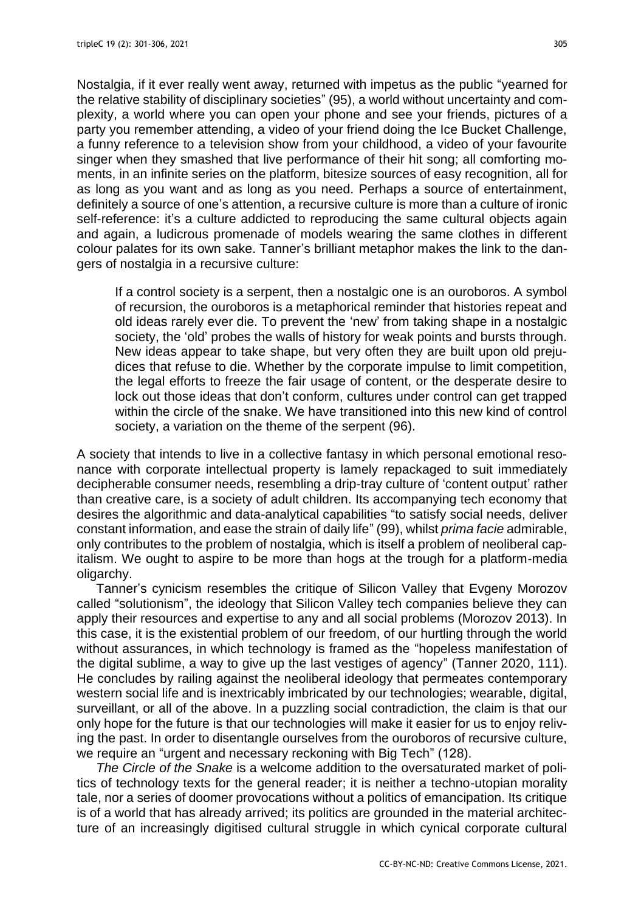Nostalgia, if it ever really went away, returned with impetus as the public "yearned for the relative stability of disciplinary societies" (95), a world without uncertainty and complexity, a world where you can open your phone and see your friends, pictures of a party you remember attending, a video of your friend doing the Ice Bucket Challenge, a funny reference to a television show from your childhood, a video of your favourite singer when they smashed that live performance of their hit song; all comforting moments, in an infinite series on the platform, bitesize sources of easy recognition, all for as long as you want and as long as you need. Perhaps a source of entertainment, definitely a source of one's attention, a recursive culture is more than a culture of ironic self-reference: it's a culture addicted to reproducing the same cultural objects again and again, a ludicrous promenade of models wearing the same clothes in different colour palates for its own sake. Tanner's brilliant metaphor makes the link to the dangers of nostalgia in a recursive culture:

> If a control society is a serpent, then a nostalgic one is an ouroboros. A symbol of recursion, the ouroboros is a metaphorical reminder that histories repeat and old ideas rarely ever die. To prevent the 'new' from taking shape in a nostalgic society, the 'old' probes the walls of history for weak points and bursts through. New ideas appear to take shape, but very often they are built upon old prejudices that refuse to die. Whether by the corporate impulse to limit competition, the legal efforts to freeze the fair usage of content, or the desperate desire to lock out those ideas that don't conform, cultures under control can get trapped within the circle of the snake. We have transitioned into this new kind of control society, a variation on the theme of the serpent (96).

A society that intends to live in a collective fantasy in which personal emotional resonance with corporate intellectual property is lamely repackaged to suit immediately decipherable consumer needs, resembling a drip-tray culture of 'content output' rather than creative care, is a society of adult children. Its accompanying tech economy that desires the algorithmic and data-analytical capabilities "to satisfy social needs, deliver constant information, and ease the strain of daily life" (99), whilst *prima facie* admirable, only contributes to the problem of nostalgia, which is itself a problem of neoliberal capitalism. We ought to aspire to be more than hogs at the trough for a platform-media oligarchy.

Tanner's cynicism resembles the critique of Silicon Valley that Evgeny Morozov called "solutionism", the ideology that Silicon Valley tech companies believe they can apply their resources and expertise to any and all social problems (Morozov 2013). In this case, it is the existential problem of our freedom, of our hurtling through the world without assurances, in which technology is framed as the "hopeless manifestation of the digital sublime, a way to give up the last vestiges of agency" (Tanner 2020, 111). He concludes by railing against the neoliberal ideology that permeates contemporary western social life and is inextricably imbricated by our technologies; wearable, digital, surveillant, or all of the above. In a puzzling social contradiction, the claim is that our only hope for the future is that our technologies will make it easier for us to enjoy reliving the past. In order to disentangle ourselves from the ouroboros of recursive culture, we require an "urgent and necessary reckoning with Big Tech" (128).

*The Circle of the Snake* is a welcome addition to the oversaturated market of politics of technology texts for the general reader; it is neither a techno-utopian morality tale, nor a series of doomer provocations without a politics of emancipation. Its critique is of a world that has already arrived; its politics are grounded in the material architecture of an increasingly digitised cultural struggle in which cynical corporate cultural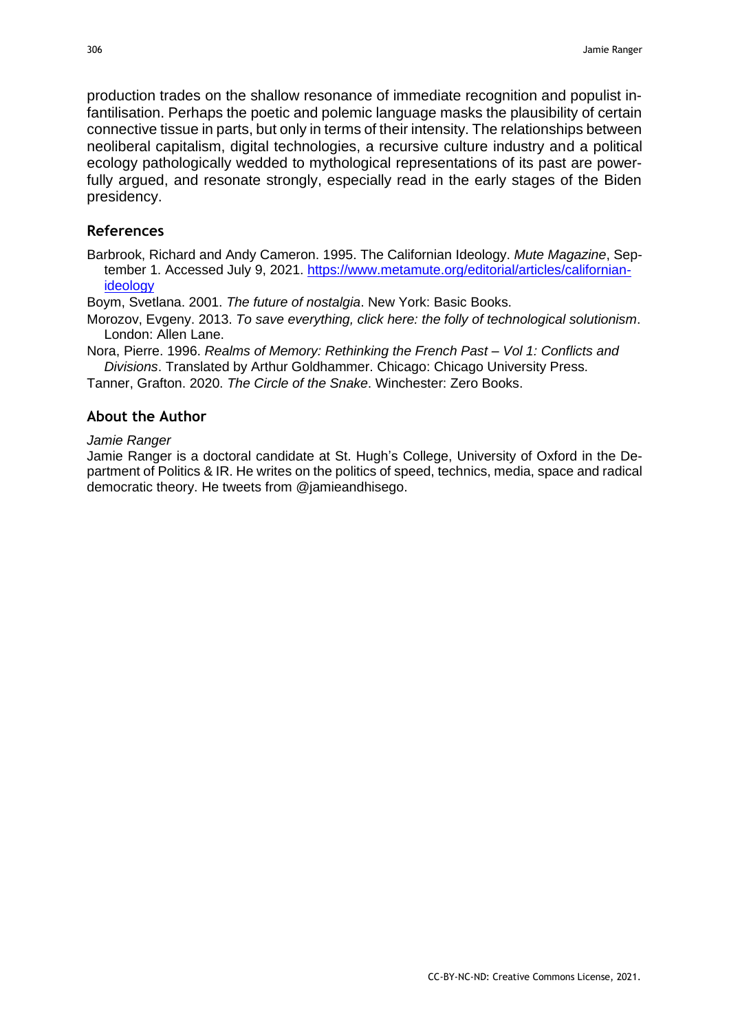production trades on the shallow resonance of immediate recognition and populist infantilisation. Perhaps the poetic and polemic language masks the plausibility of certain connective tissue in parts, but only in terms of their intensity. The relationships between neoliberal capitalism, digital technologies, a recursive culture industry and a political ecology pathologically wedded to mythological representations of its past are powerfully argued, and resonate strongly, especially read in the early stages of the Biden presidency.

## References

Barbrook, Richard and Andy Cameron. 1995. The Californian Ideology. *Mute Magazine*, September 1. Accessed July 9, 2021. https://www.metamute.org/editorial/articles/californian-ideology

Boym, Svetlana. 2001. *The future of nostalgia*. New York: Basic Books.

Morozov, Evgeny. 2013. *To save everything, click here: the folly of technological solutionism*. London: Allen Lane.

Nora, Pierre. 1996. *Realms of Memory: Rethinking the French Past – Vol 1: Conflicts and Divisions*. Translated by Arthur Goldhammer. Chicago: Chicago University Press.

Tanner, Grafton. 2020. *The Circle of the Snake*. Winchester: Zero Books.

## About the Author

*Jamie Ranger*

Jamie Ranger is a doctoral candidate at St. Hugh's College, University of Oxford in the Department of Politics & IR. He writes on the politics of speed, technics, media, space and radical democratic theory. He tweets from @jamieandhisego.

CC-BY-NC-ND: Creative Commons License, 2021.